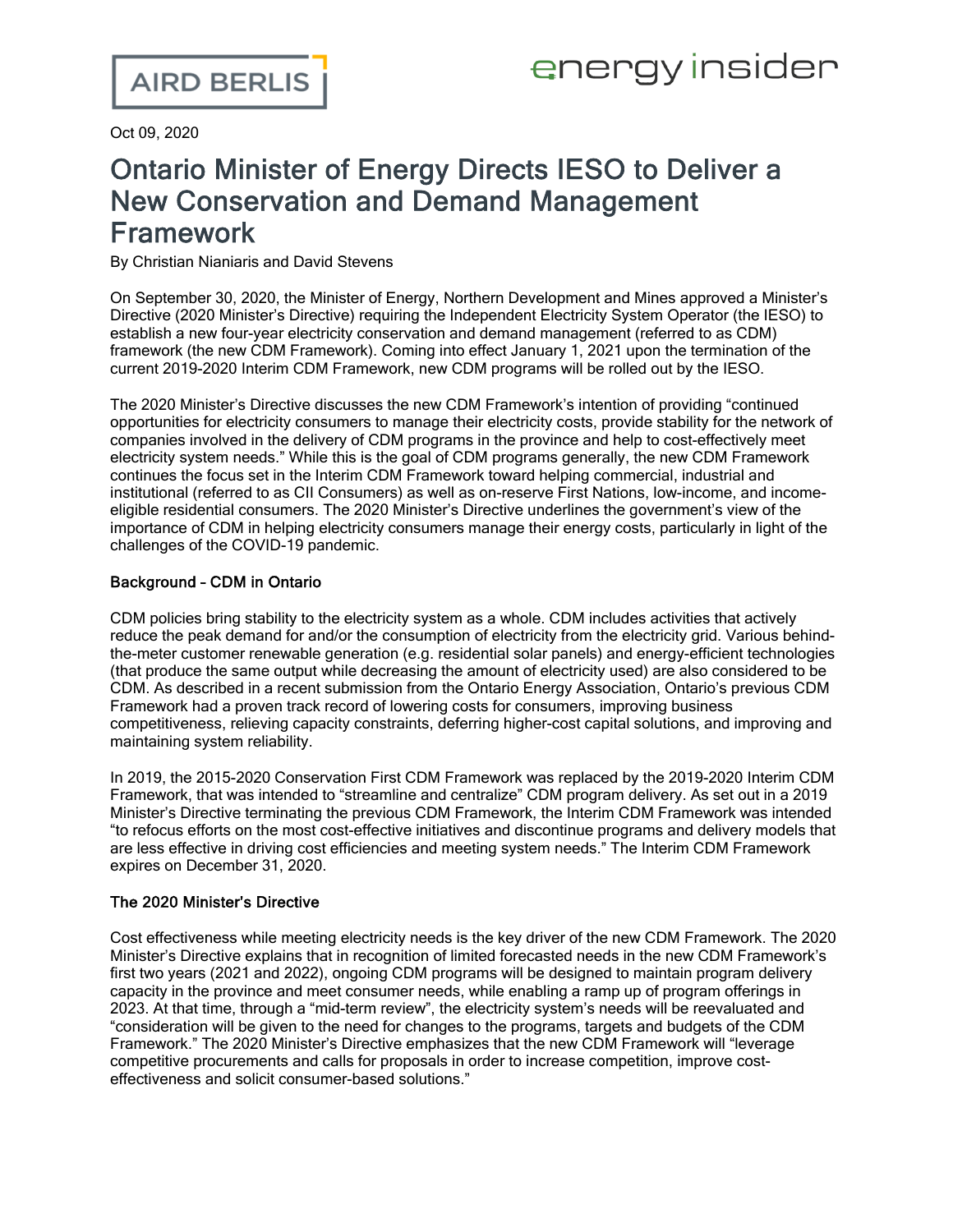Oct 09, 2020

# Ontario Minister of Energy Directs IESO to Deliver a New Conservation and Demand Management Framework

By Christian Nianiaris and David Stevens

On September 30, 2020, the Minister of Energy, Northern Development and Mines approved a Minister's Directive (2020 Minister's Directive) requiring the Independent Electricity System Operator (the IESO) to establish a new four-year electricity conservation and demand management (referred to as CDM) framework (the new CDM Framework). Coming into effect January 1, 2021 upon the termination of the current 2019-2020 Interim CDM Framework, new CDM programs will be rolled out by the IESO.

The 2020 Minister's Directive discusses the new CDM Framework's intention of providing "continued opportunities for electricity consumers to manage their electricity costs, provide stability for the network of companies involved in the delivery of CDM programs in the province and help to cost-effectively meet electricity system needs." While this is the goal of CDM programs generally, the new CDM Framework continues the focus set in the Interim CDM Framework toward helping commercial, industrial and institutional (referred to as CII Consumers) as well as on-reserve First Nations, low-income, and income-eligible residential consumers. The 2020 Minister's Directive underlines the government's view of the importance of CDM in helping electricity consumers manage their energy costs, particularly in light of the challenges of the COVID-19 pandemic.

**Background – CDM in Ontario**

CDM policies bring stability to the electricity system as a whole. CDM includes activities that actively reduce the peak demand for and/or the consumption of electricity from the electricity grid. Various behind-the-meter customer renewable generation (e.g. residential solar panels) and energy-efficient technologies (that produce the same output while decreasing the amount of electricity used) are also considered to be CDM. As described in a recent submission from the Ontario Energy Association, Ontario's previous CDM Framework had a proven track record of lowering costs for consumers, improving business competitiveness, relieving capacity constraints, deferring higher-cost capital solutions, and improving and maintaining system reliability.

In 2019, the 2015-2020 Conservation First CDM Framework was replaced by the 2019-2020 Interim CDM Framework, that was intended to "streamline and centralize" CDM program delivery. As set out in a 2019 Minister's Directive terminating the previous CDM Framework, the Interim CDM Framework was intended "to refocus efforts on the most cost-effective initiatives and discontinue programs and delivery models that are less effective in driving cost efficiencies and meeting system needs." The Interim CDM Framework expires on December 31, 2020.

**The 2020 Minister's Directive**

Cost effectiveness while meeting electricity needs is the key driver of the new CDM Framework. The 2020 Minister's Directive explains that in recognition of limited forecasted needs in the new CDM Framework's first two years (2021 and 2022), ongoing CDM programs will be designed to maintain program delivery capacity in the province and meet consumer needs, while enabling a ramp up of program offerings in 2023. At that time, through a "mid-term review", the electricity system's needs will be reevaluated and "consideration will be given to the need for changes to the programs, targets and budgets of the CDM Framework." The 2020 Minister's Directive emphasizes that the new CDM Framework will "leverage competitive procurements and calls for proposals in order to increase competition, improve cost-effectiveness and solicit consumer-based solutions."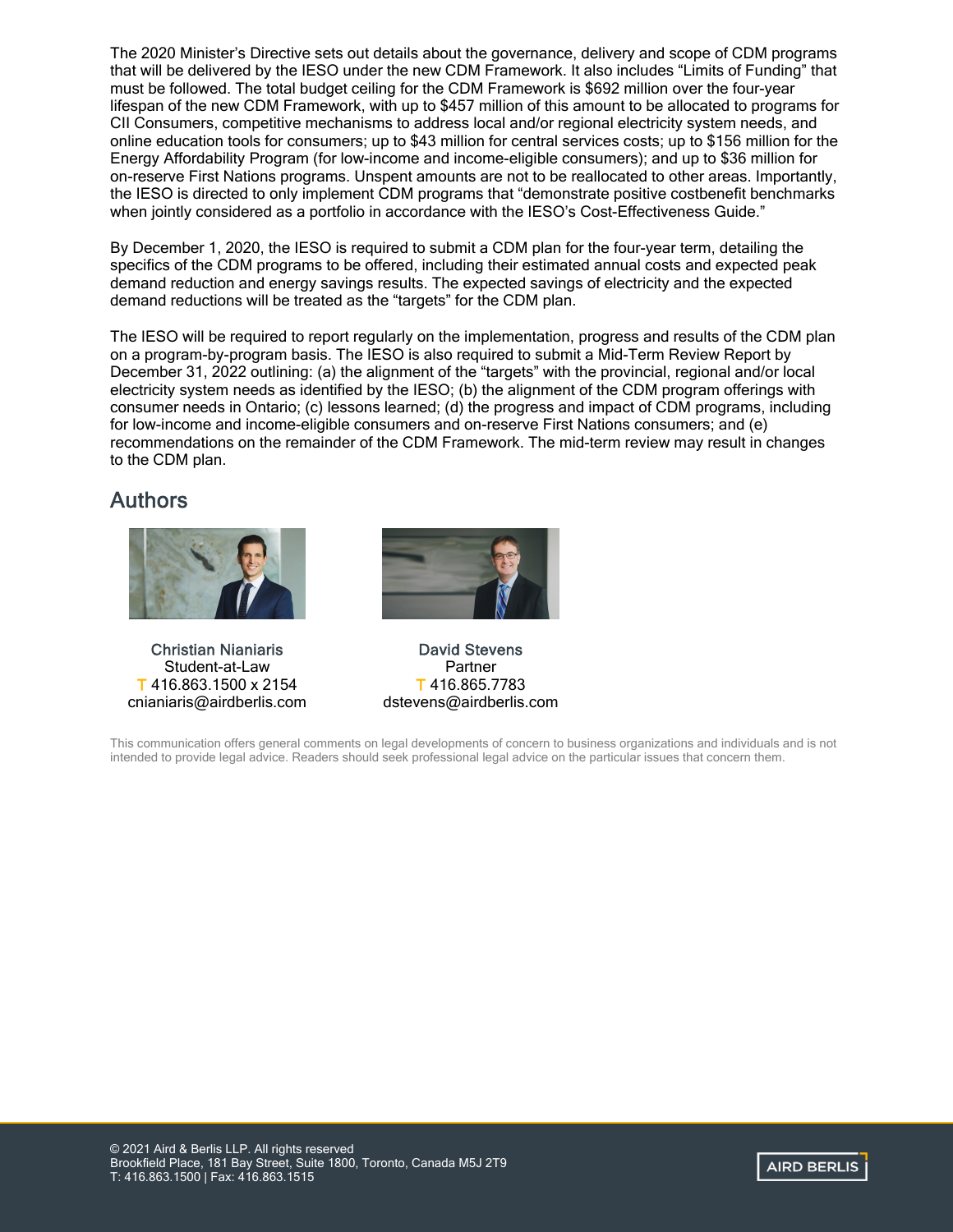The 2020 Minister's Directive sets out details about the governance, delivery and scope of CDM programs that will be delivered by the IESO under the new CDM Framework. It also includes "Limits of Funding" that must be followed. The total budget ceiling for the CDM Framework is $692 million over the four-year lifespan of the new CDM Framework, with up to $457 million of this amount to be allocated to programs for CII Consumers, competitive mechanisms to address local and/or regional electricity system needs, and online education tools for consumers; up to $43 million for central services costs; up to $156 million for the Energy Affordability Program (for low-income and income-eligible consumers); and up to $36 million for on-reserve First Nations programs. Unspent amounts are not to be reallocated to other areas. Importantly, the IESO is directed to only implement CDM programs that "demonstrate positive costbenefit benchmarks when jointly considered as a portfolio in accordance with the IESO's Cost-Effectiveness Guide."

By December 1, 2020, the IESO is required to submit a CDM plan for the four-year term, detailing the specifics of the CDM programs to be offered, including their estimated annual costs and expected peak demand reduction and energy savings results. The expected savings of electricity and the expected demand reductions will be treated as the "targets" for the CDM plan.

The IESO will be required to report regularly on the implementation, progress and results of the CDM plan on a program-by-program basis. The IESO is also required to submit a Mid-Term Review Report by December 31, 2022 outlining: (a) the alignment of the "targets" with the provincial, regional and/or local electricity system needs as identified by the IESO; (b) the alignment of the CDM program offerings with consumer needs in Ontario; (c) lessons learned; (d) the progress and impact of CDM programs, including for low-income and income-eligible consumers and on-reserve First Nations consumers; and (e) recommendations on the remainder of the CDM Framework. The mid-term review may result in changes to the CDM plan.

## Authors

**Christian Nianiaris**
Student-at-Law
T 416.863.1500 x 2154
cnianiaris@airdberlis.com

**David Stevens**
Partner
T 416.865.7783
dstevens@airdberlis.com

This communication offers general comments on legal developments of concern to business organizations and individuals and is not intended to provide legal advice. Readers should seek professional legal advice on the particular issues that concern them.

© 2021 Aird & Berlis LLP. All rights reserved
Brookfield Place, 181 Bay Street, Suite 1800, Toronto, Canada M5J 2T9
T: 416.863.1500 | Fax: 416.863.1515

AIRD BERLIS